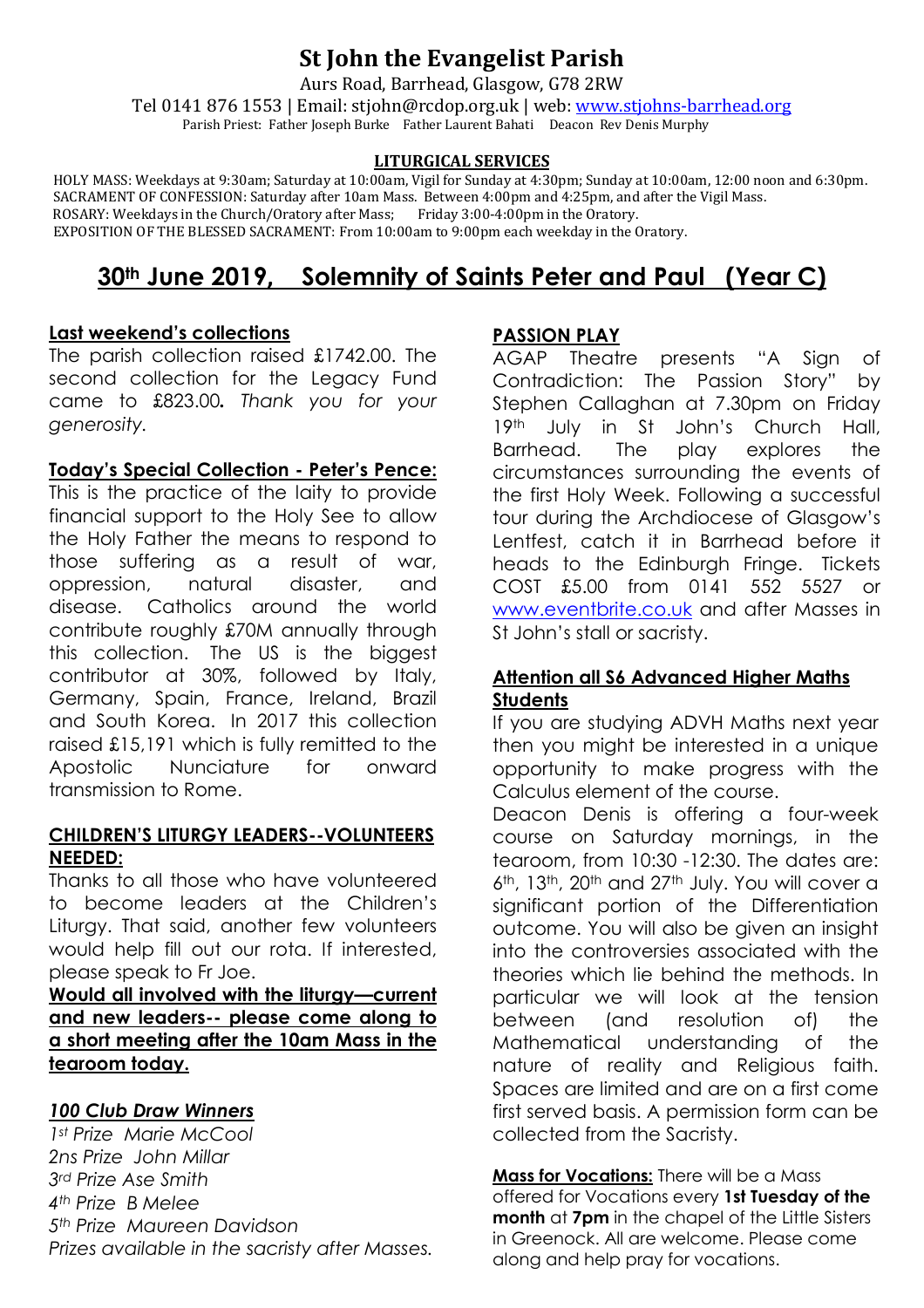# St John the Evangelist Parish

Aurs Road, Barrhead, Glasgow, G78 2RW

Tel 0141 876 1553 | Email: stjohn@rcdop.org.uk | web: www.stjohns-barrhead.org

Parish Priest: Father Joseph Burke Father Laurent Bahati Deacon Rev Denis Murphy

**LITURGICAL SERVICES**

HOLY MASS: Weekdays at 9:30am; Saturday at 10:00am, Vigil for Sunday at 4:30pm; Sunday at 10:00am, 12:00 noon and 6:30pm.
SACRAMENT OF CONFESSION: Saturday after 10am Mass. Between 4:00pm and 4:25pm, and after the Vigil Mass.
ROSARY: Weekdays in the Church/Oratory after Mass; Friday 3:00-4:00pm in the Oratory.
EXPOSITION OF THE BLESSED SACRAMENT: From 10:00am to 9:00pm each weekday in the Oratory.

## 30th June 2019, Solemnity of Saints Peter and Paul (Year C)

### Last weekend's collections

The parish collection raised £1742.00. The second collection for the Legacy Fund came to £823.00. *Thank you for your generosity.*

### Today's Special Collection - Peter's Pence:

This is the practice of the laity to provide financial support to the Holy See to allow the Holy Father the means to respond to those suffering as a result of war, oppression, natural disaster, and disease. Catholics around the world contribute roughly £70M annually through this collection. The US is the biggest contributor at 30%, followed by Italy, Germany, Spain, France, Ireland, Brazil and South Korea. In 2017 this collection raised £15,191 which is fully remitted to the Apostolic Nunciature for onward transmission to Rome.

### CHILDREN'S LITURGY LEADERS--VOLUNTEERS NEEDED:

Thanks to all those who have volunteered to become leaders at the Children's Liturgy. That said, another few volunteers would help fill out our rota. If interested, please speak to Fr Joe.

**Would all involved with the liturgy—current and new leaders-- please come along to a short meeting after the 10am Mass in the tearoom today.**

### *100 Club Draw Winners*

*1st Prize Marie McCool*
*2ns Prize John Millar*
*3rd Prize Ase Smith*
*4th Prize B Melee*
*5th Prize Maureen Davidson*
*Prizes available in the sacristy after Masses.*

### PASSION PLAY

AGAP Theatre presents "A Sign of Contradiction: The Passion Story" by Stephen Callaghan at 7.30pm on Friday 19th July in St John's Church Hall, Barrhead. The play explores the circumstances surrounding the events of the first Holy Week. Following a successful tour during the Archdiocese of Glasgow's Lentfest, catch it in Barrhead before it heads to the Edinburgh Fringe. Tickets COST £5.00 from 0141 552 5527 or www.eventbrite.co.uk and after Masses in St John's stall or sacristy.

### Attention all S6 Advanced Higher Maths Students

If you are studying ADVH Maths next year then you might be interested in a unique opportunity to make progress with the Calculus element of the course.

Deacon Denis is offering a four-week course on Saturday mornings, in the tearoom, from 10:30 -12:30. The dates are: 6th, 13th, 20th and 27th July. You will cover a significant portion of the Differentiation outcome. You will also be given an insight into the controversies associated with the theories which lie behind the methods. In particular we will look at the tension between (and resolution of) the Mathematical understanding of the nature of reality and Religious faith. Spaces are limited and are on a first come first served basis. A permission form can be collected from the Sacristy.

**Mass for Vocations:** There will be a Mass offered for Vocations every **1st Tuesday of the month** at **7pm** in the chapel of the Little Sisters in Greenock. All are welcome. Please come along and help pray for vocations.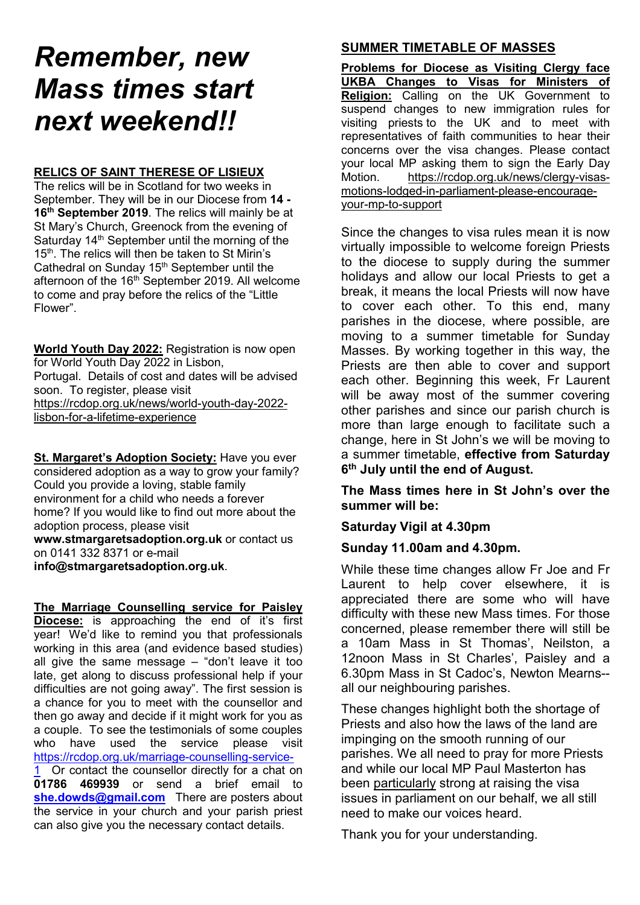# *Remember, new Mass times start next weekend!!*

## RELICS OF SAINT THERESE OF LISIEUX

The relics will be in Scotland for two weeks in September. They will be in our Diocese from **14 - 16th September 2019**. The relics will mainly be at St Mary's Church, Greenock from the evening of Saturday 14th September until the morning of the 15th. The relics will then be taken to St Mirin's Cathedral on Sunday 15th September until the afternoon of the 16th September 2019. All welcome to come and pray before the relics of the "Little Flower".

**World Youth Day 2022:** Registration is now open for World Youth Day 2022 in Lisbon, Portugal. Details of cost and dates will be advised soon. To register, please visit https://rcdop.org.uk/news/world-youth-day-2022-lisbon-for-a-lifetime-experience

**St. Margaret's Adoption Society:** Have you ever considered adoption as a way to grow your family? Could you provide a loving, stable family environment for a child who needs a forever home? If you would like to find out more about the adoption process, please visit **www.stmargaretsadoption.org.uk** or contact us on 0141 332 8371 or e-mail **info@stmargaretsadoption.org.uk**.

**The Marriage Counselling service for Paisley Diocese:** is approaching the end of it's first year! We'd like to remind you that professionals working in this area (and evidence based studies) all give the same message – "don't leave it too late, get along to discuss professional help if your difficulties are not going away". The first session is a chance for you to meet with the counsellor and then go away and decide if it might work for you as a couple. To see the testimonials of some couples who have used the service please visit https://rcdop.org.uk/marriage-counselling-service-1 Or contact the counsellor directly for a chat on **01786 469939** or send a brief email to **she.dowds@gmail.com** There are posters about the service in your church and your parish priest can also give you the necessary contact details.

## SUMMER TIMETABLE OF MASSES

**Problems for Diocese as Visiting Clergy face UKBA Changes to Visas for Ministers of Religion:** Calling on the UK Government to suspend changes to new immigration rules for visiting priests to the UK and to meet with representatives of faith communities to hear their concerns over the visa changes. Please contact your local MP asking them to sign the Early Day Motion. https://rcdop.org.uk/news/clergy-visas-motions-lodged-in-parliament-please-encourage-your-mp-to-support

Since the changes to visa rules mean it is now virtually impossible to welcome foreign Priests to the diocese to supply during the summer holidays and allow our local Priests to get a break, it means the local Priests will now have to cover each other. To this end, many parishes in the diocese, where possible, are moving to a summer timetable for Sunday Masses. By working together in this way, the Priests are then able to cover and support each other. Beginning this week, Fr Laurent will be away most of the summer covering other parishes and since our parish church is more than large enough to facilitate such a change, here in St John's we will be moving to a summer timetable, **effective from Saturday 6th July until the end of August.**

**The Mass times here in St John's over the summer will be:**

**Saturday Vigil at 4.30pm**

**Sunday 11.00am and 4.30pm.**

While these time changes allow Fr Joe and Fr Laurent to help cover elsewhere, it is appreciated there are some who will have difficulty with these new Mass times. For those concerned, please remember there will still be a 10am Mass in St Thomas', Neilston, a 12noon Mass in St Charles', Paisley and a 6.30pm Mass in St Cadoc's, Newton Mearns--all our neighbouring parishes.

These changes highlight both the shortage of Priests and also how the laws of the land are impinging on the smooth running of our parishes. We all need to pray for more Priests and while our local MP Paul Masterton has been particularly strong at raising the visa issues in parliament on our behalf, we all still need to make our voices heard.

Thank you for your understanding.